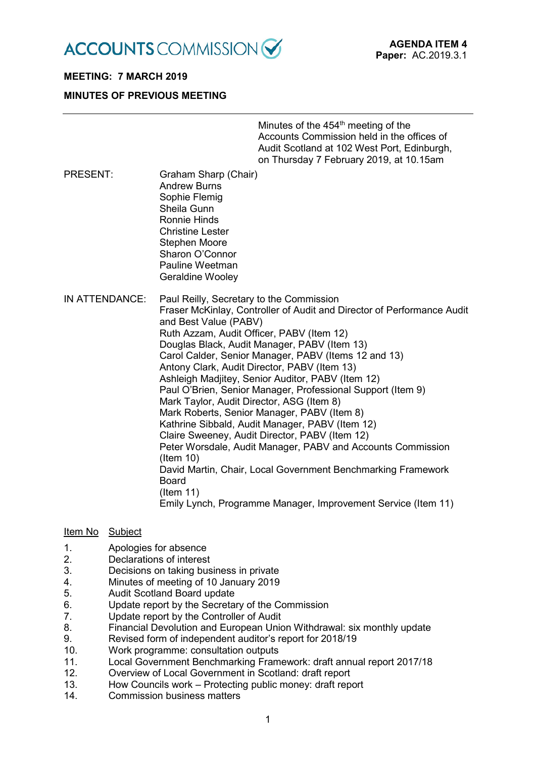**ACCOUNTS COMMISSION**

**AGENDA ITEM 4**
**Paper:** AC.2019.3.1

**MEETING: 7 MARCH 2019**

**MINUTES OF PREVIOUS MEETING**

---

Minutes of the 454th meeting of the Accounts Commission held in the offices of Audit Scotland at 102 West Port, Edinburgh, on Thursday 7 February 2019, at 10.15am

PRESENT:

Graham Sharp (Chair)
Andrew Burns
Sophie Flemig
Sheila Gunn
Ronnie Hinds
Christine Lester
Stephen Moore
Sharon O'Connor
Pauline Weetman
Geraldine Wooley

IN ATTENDANCE:

Paul Reilly, Secretary to the Commission
Fraser McKinlay, Controller of Audit and Director of Performance Audit and Best Value (PABV)
Ruth Azzam, Audit Officer, PABV (Item 12)
Douglas Black, Audit Manager, PABV (Item 13)
Carol Calder, Senior Manager, PABV (Items 12 and 13)
Antony Clark, Audit Director, PABV (Item 13)
Ashleigh Madjitey, Senior Auditor, PABV (Item 12)
Paul O'Brien, Senior Manager, Professional Support (Item 9)
Mark Taylor, Audit Director, ASG (Item 8)
Mark Roberts, Senior Manager, PABV (Item 8)
Kathrine Sibbald, Audit Manager, PABV (Item 12)
Claire Sweeney, Audit Director, PABV (Item 12)
Peter Worsdale, Audit Manager, PABV and Accounts Commission (Item 10)
David Martin, Chair, Local Government Benchmarking Framework Board
(Item 11)
Emily Lynch, Programme Manager, Improvement Service (Item 11)

| Item No | Subject |
|---|---|
| 1. | Apologies for absence |
| 2. | Declarations of interest |
| 3. | Decisions on taking business in private |
| 4. | Minutes of meeting of 10 January 2019 |
| 5. | Audit Scotland Board update |
| 6. | Update report by the Secretary of the Commission |
| 7. | Update report by the Controller of Audit |
| 8. | Financial Devolution and European Union Withdrawal: six monthly update |
| 9. | Revised form of independent auditor's report for 2018/19 |
| 10. | Work programme: consultation outputs |
| 11. | Local Government Benchmarking Framework: draft annual report 2017/18 |
| 12. | Overview of Local Government in Scotland: draft report |
| 13. | How Councils work – Protecting public money: draft report |
| 14. | Commission business matters |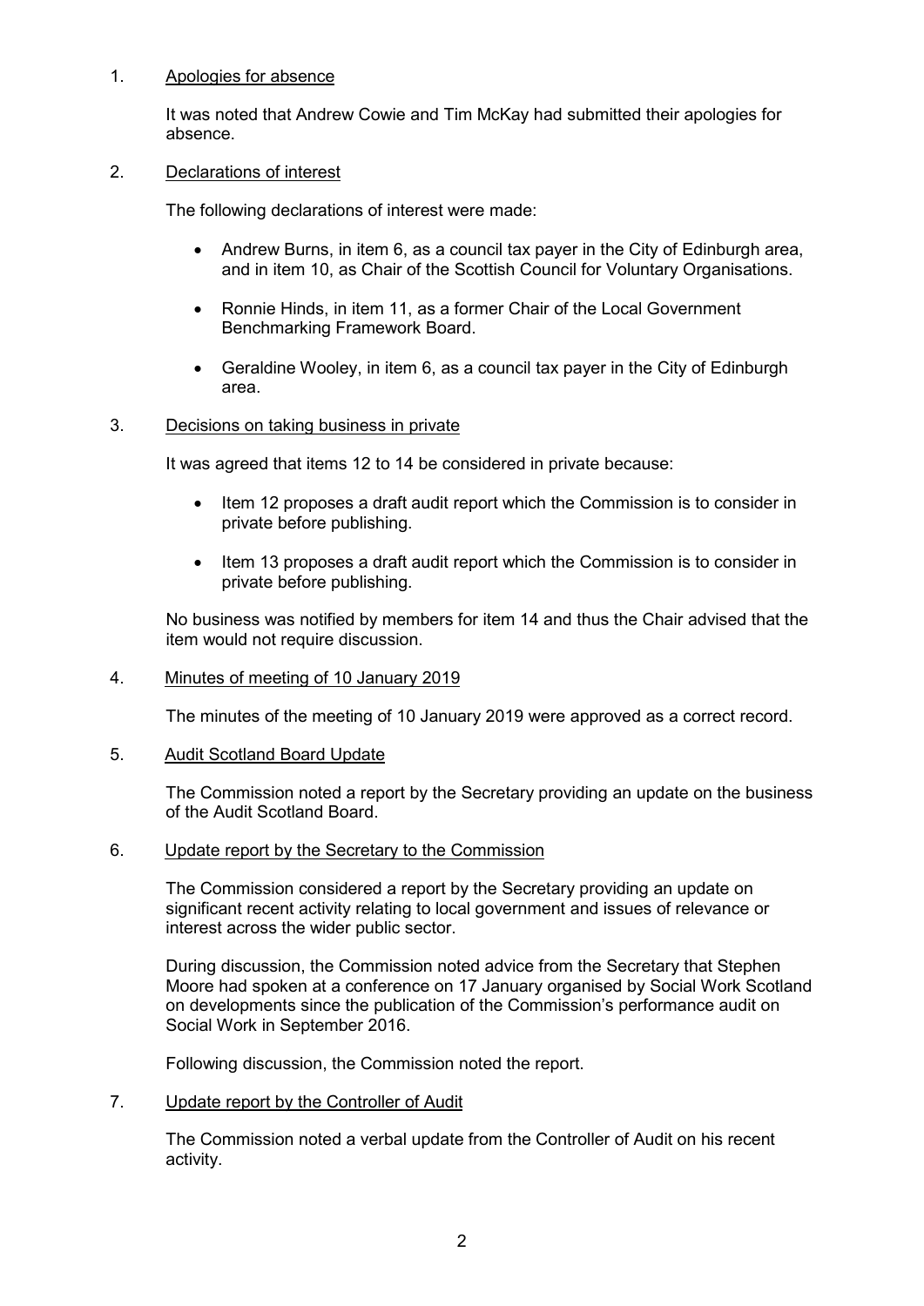1. Apologies for absence

   It was noted that Andrew Cowie and Tim McKay had submitted their apologies for absence.

2. Declarations of interest

   The following declarations of interest were made:

   - Andrew Burns, in item 6, as a council tax payer in the City of Edinburgh area, and in item 10, as Chair of the Scottish Council for Voluntary Organisations.

   - Ronnie Hinds, in item 11, as a former Chair of the Local Government Benchmarking Framework Board.

   - Geraldine Wooley, in item 6, as a council tax payer in the City of Edinburgh area.

3. Decisions on taking business in private

   It was agreed that items 12 to 14 be considered in private because:

   - Item 12 proposes a draft audit report which the Commission is to consider in private before publishing.

   - Item 13 proposes a draft audit report which the Commission is to consider in private before publishing.

   No business was notified by members for item 14 and thus the Chair advised that the item would not require discussion.

4. Minutes of meeting of 10 January 2019

   The minutes of the meeting of 10 January 2019 were approved as a correct record.

5. Audit Scotland Board Update

   The Commission noted a report by the Secretary providing an update on the business of the Audit Scotland Board.

6. Update report by the Secretary to the Commission

   The Commission considered a report by the Secretary providing an update on significant recent activity relating to local government and issues of relevance or interest across the wider public sector.

   During discussion, the Commission noted advice from the Secretary that Stephen Moore had spoken at a conference on 17 January organised by Social Work Scotland on developments since the publication of the Commission's performance audit on Social Work in September 2016.

   Following discussion, the Commission noted the report.

7. Update report by the Controller of Audit

   The Commission noted a verbal update from the Controller of Audit on his recent activity.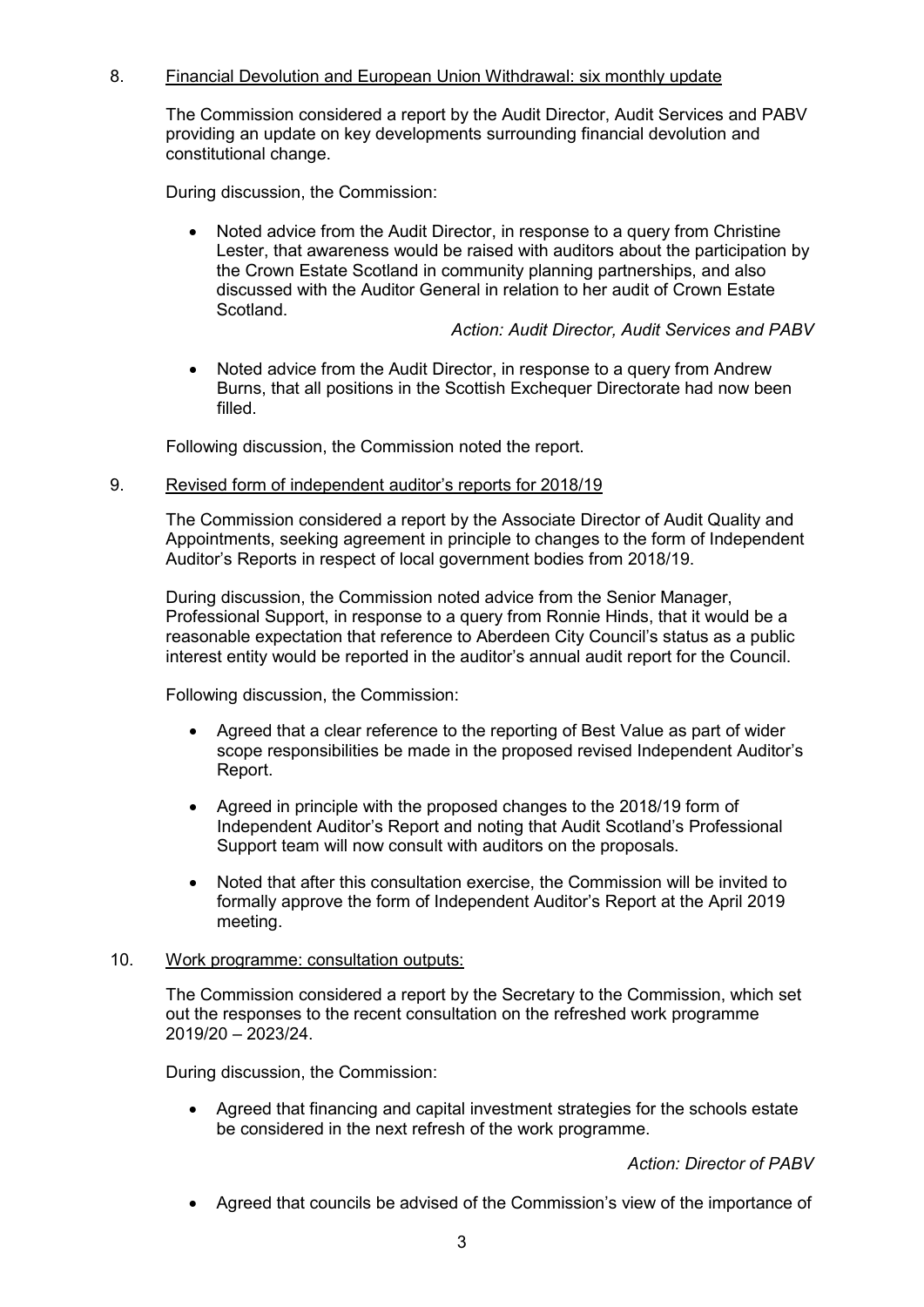8. Financial Devolution and European Union Withdrawal: six monthly update

The Commission considered a report by the Audit Director, Audit Services and PABV providing an update on key developments surrounding financial devolution and constitutional change.

During discussion, the Commission:

- Noted advice from the Audit Director, in response to a query from Christine Lester, that awareness would be raised with auditors about the participation by the Crown Estate Scotland in community planning partnerships, and also discussed with the Auditor General in relation to her audit of Crown Estate Scotland.

  *Action: Audit Director, Audit Services and PABV*

- Noted advice from the Audit Director, in response to a query from Andrew Burns, that all positions in the Scottish Exchequer Directorate had now been filled.

Following discussion, the Commission noted the report.

9. Revised form of independent auditor's reports for 2018/19

The Commission considered a report by the Associate Director of Audit Quality and Appointments, seeking agreement in principle to changes to the form of Independent Auditor's Reports in respect of local government bodies from 2018/19.

During discussion, the Commission noted advice from the Senior Manager, Professional Support, in response to a query from Ronnie Hinds, that it would be a reasonable expectation that reference to Aberdeen City Council's status as a public interest entity would be reported in the auditor's annual audit report for the Council.

Following discussion, the Commission:

- Agreed that a clear reference to the reporting of Best Value as part of wider scope responsibilities be made in the proposed revised Independent Auditor's Report.
- Agreed in principle with the proposed changes to the 2018/19 form of Independent Auditor's Report and noting that Audit Scotland's Professional Support team will now consult with auditors on the proposals.
- Noted that after this consultation exercise, the Commission will be invited to formally approve the form of Independent Auditor's Report at the April 2019 meeting.

10. Work programme: consultation outputs:

The Commission considered a report by the Secretary to the Commission, which set out the responses to the recent consultation on the refreshed work programme 2019/20 – 2023/24.

During discussion, the Commission:

- Agreed that financing and capital investment strategies for the schools estate be considered in the next refresh of the work programme.

  *Action: Director of PABV*

- Agreed that councils be advised of the Commission's view of the importance of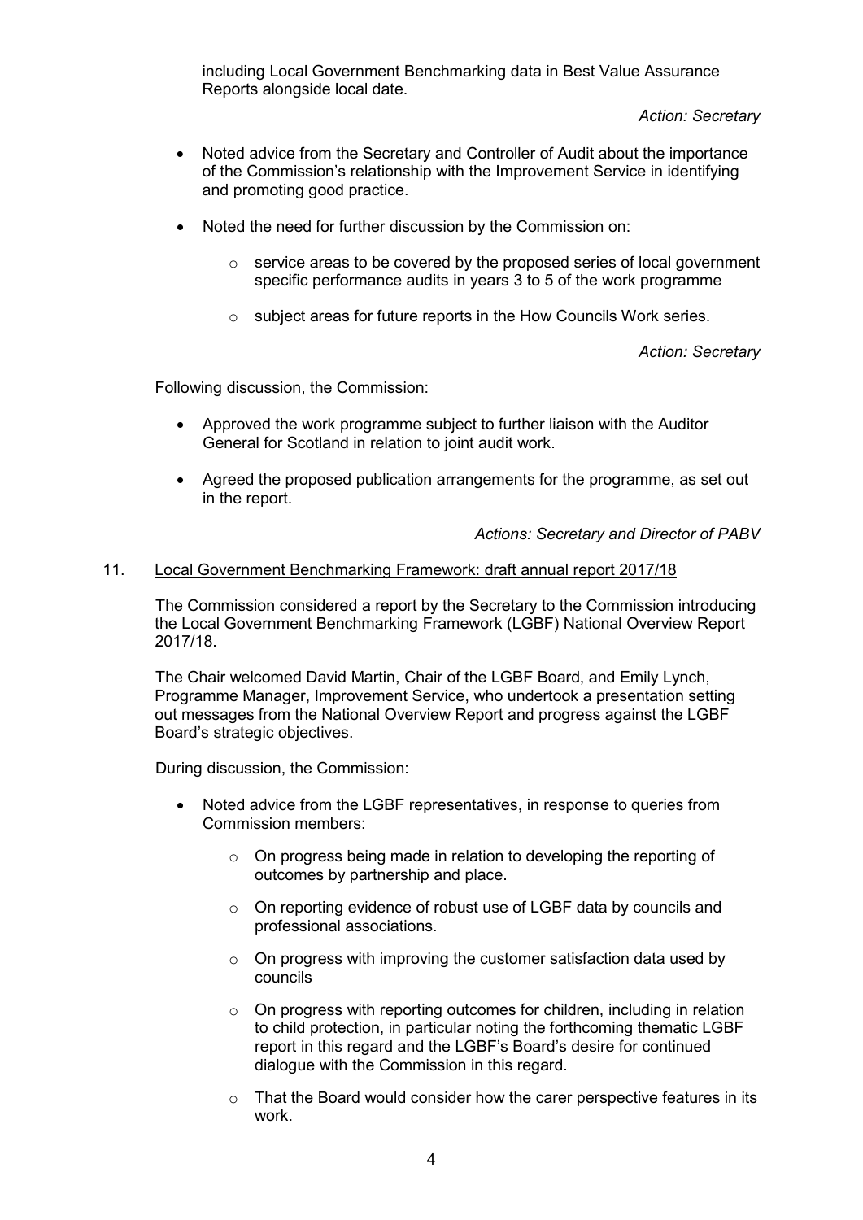including Local Government Benchmarking data in Best Value Assurance Reports alongside local date.

*Action: Secretary*

- Noted advice from the Secretary and Controller of Audit about the importance of the Commission's relationship with the Improvement Service in identifying and promoting good practice.

- Noted the need for further discussion by the Commission on:

  - service areas to be covered by the proposed series of local government specific performance audits in years 3 to 5 of the work programme

  - subject areas for future reports in the How Councils Work series.

*Action: Secretary*

Following discussion, the Commission:

- Approved the work programme subject to further liaison with the Auditor General for Scotland in relation to joint audit work.

- Agreed the proposed publication arrangements for the programme, as set out in the report.

*Actions: Secretary and Director of PABV*

11. <u>Local Government Benchmarking Framework: draft annual report 2017/18</u>

The Commission considered a report by the Secretary to the Commission introducing the Local Government Benchmarking Framework (LGBF) National Overview Report 2017/18.

The Chair welcomed David Martin, Chair of the LGBF Board, and Emily Lynch, Programme Manager, Improvement Service, who undertook a presentation setting out messages from the National Overview Report and progress against the LGBF Board's strategic objectives.

During discussion, the Commission:

- Noted advice from the LGBF representatives, in response to queries from Commission members:

  - On progress being made in relation to developing the reporting of outcomes by partnership and place.

  - On reporting evidence of robust use of LGBF data by councils and professional associations.

  - On progress with improving the customer satisfaction data used by councils

  - On progress with reporting outcomes for children, including in relation to child protection, in particular noting the forthcoming thematic LGBF report in this regard and the LGBF's Board's desire for continued dialogue with the Commission in this regard.

  - That the Board would consider how the carer perspective features in its work.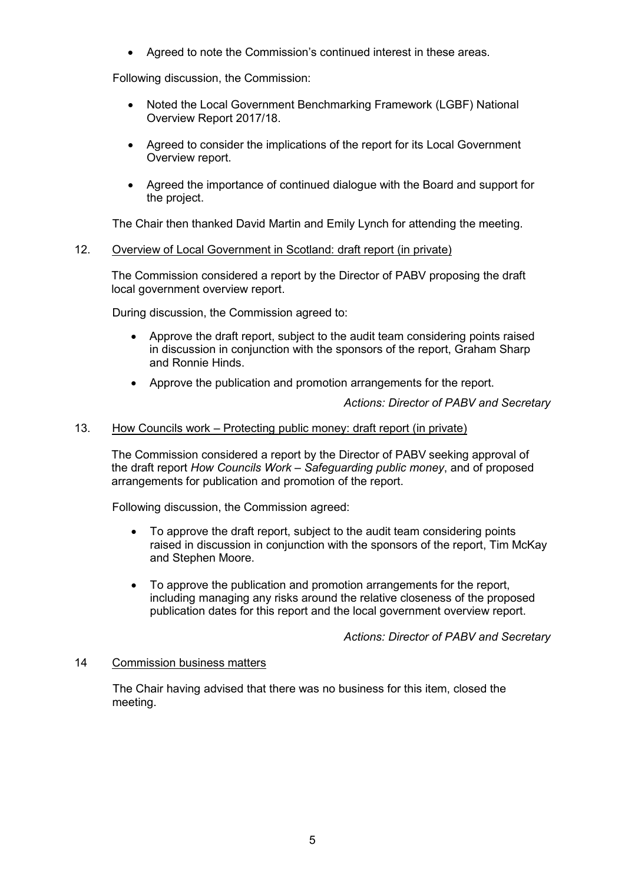- Agreed to note the Commission's continued interest in these areas.

Following discussion, the Commission:

- Noted the Local Government Benchmarking Framework (LGBF) National Overview Report 2017/18.
- Agreed to consider the implications of the report for its Local Government Overview report.
- Agreed the importance of continued dialogue with the Board and support for the project.

The Chair then thanked David Martin and Emily Lynch for attending the meeting.

12. Overview of Local Government in Scotland: draft report (in private)

The Commission considered a report by the Director of PABV proposing the draft local government overview report.

During discussion, the Commission agreed to:

- Approve the draft report, subject to the audit team considering points raised in discussion in conjunction with the sponsors of the report, Graham Sharp and Ronnie Hinds.
- Approve the publication and promotion arrangements for the report.

*Actions: Director of PABV and Secretary*

13. How Councils work – Protecting public money: draft report (in private)

The Commission considered a report by the Director of PABV seeking approval of the draft report *How Councils Work – Safeguarding public money*, and of proposed arrangements for publication and promotion of the report.

Following discussion, the Commission agreed:

- To approve the draft report, subject to the audit team considering points raised in discussion in conjunction with the sponsors of the report, Tim McKay and Stephen Moore.
- To approve the publication and promotion arrangements for the report, including managing any risks around the relative closeness of the proposed publication dates for this report and the local government overview report.

*Actions: Director of PABV and Secretary*

14 Commission business matters

The Chair having advised that there was no business for this item, closed the meeting.